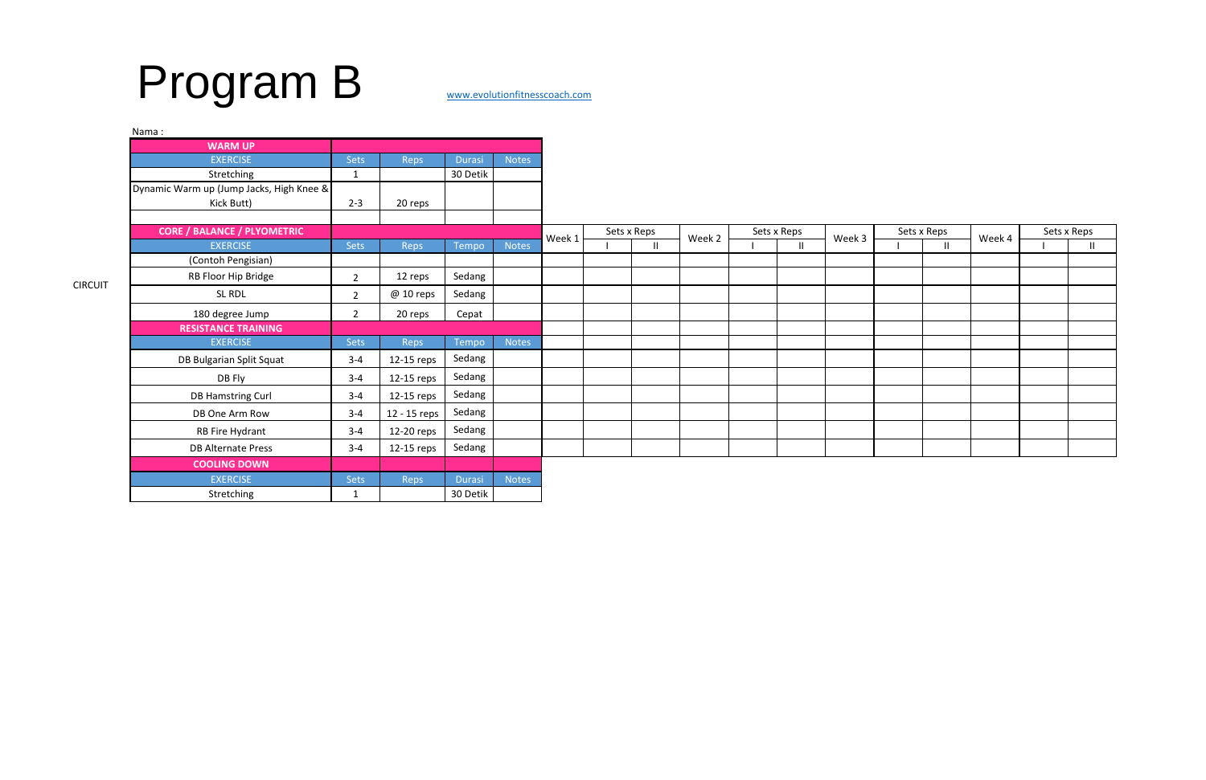# Program B

www.evolutionfitnesscoach.com

Nama :

| WARM UP | | | | |
|---|---|---|---|---|
| EXERCISE | Sets | Reps | Durasi | Notes |
| Stretching | 1 | | 30 Detik | |
| Dynamic Warm up (Jump Jacks, High Knee & Kick Butt) | 2-3 | 20 reps | | |
| | | | | |

CIRCUIT

| CORE / BALANCE / PLYOMETRIC | | | | | Week 1 | Sets x Reps | | Week 2 | Sets x Reps | | Week 3 | Sets x Reps | | Week 4 | Sets x Reps | |
|---|---|---|---|---|---|---|---|---|---|---|---|---|---|---|---|---|
| EXERCISE | Sets | Reps | Tempo | Notes | | I | II | | I | II | | I | II | | I | II |
| (Contoh Pengisian) | | | | | | | | | | | | | | | | |
| RB Floor Hip Bridge | 2 | 12 reps | Sedang | | | | | | | | | | | | | |
| SL RDL | 2 | @ 10 reps | Sedang | | | | | | | | | | | | | |
| 180 degree Jump | 2 | 20 reps | Cepat | | | | | | | | | | | | | |
| **RESISTANCE TRAINING** | | | | | | | | | | | | | | | | |
| EXERCISE | Sets | Reps | Tempo | Notes | | | | | | | | | | | | |
| DB Bulgarian Split Squat | 3-4 | 12-15 reps | Sedang | | | | | | | | | | | | | |
| DB Fly | 3-4 | 12-15 reps | Sedang | | | | | | | | | | | | | |
| DB Hamstring Curl | 3-4 | 12-15 reps | Sedang | | | | | | | | | | | | | |
| DB One Arm Row | 3-4 | 12 - 15 reps | Sedang | | | | | | | | | | | | | |
| RB Fire Hydrant | 3-4 | 12-20 reps | Sedang | | | | | | | | | | | | | |
| DB Alternate Press | 3-4 | 12-15 reps | Sedang | | | | | | | | | | | | | |

| COOLING DOWN | | | | |
|---|---|---|---|---|
| EXERCISE | Sets | Reps | Durasi | Notes |
| Stretching | 1 | | 30 Detik | |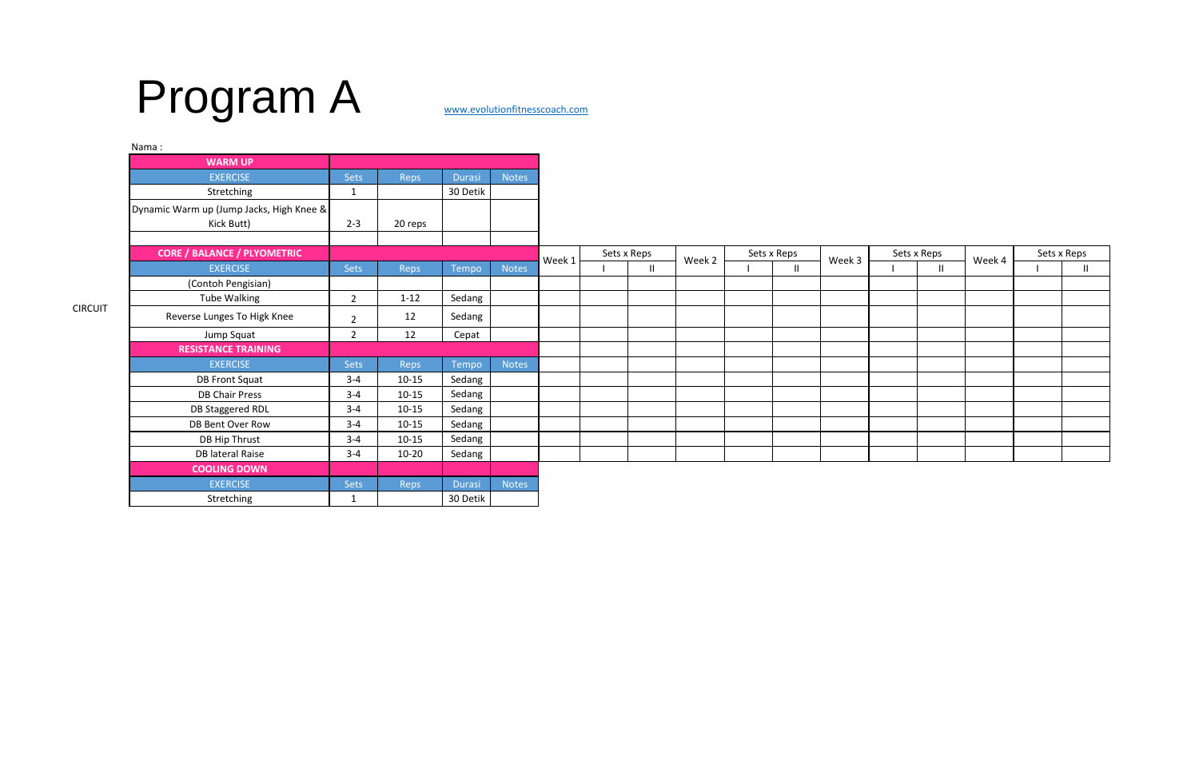# Program A

www.evolutionfitnesscoach.com

Nama :

| WARM UP | | | | |
|---|---|---|---|---|
| EXERCISE | Sets | Reps | Durasi | Notes |
| Stretching | 1 | | 30 Detik | |
| Dynamic Warm up (Jump Jacks, High Knee & Kick Butt) | 2-3 | 20 reps | | |
| | | | | |

CIRCUIT

| CORE / BALANCE / PLYOMETRIC | | | | | Week 1 | Sets x Reps | | Week 2 | Sets x Reps | | Week 3 | Sets x Reps | | Week 4 | Sets x Reps | |
|---|---|---|---|---|---|---|---|---|---|---|---|---|---|---|---|---|
| EXERCISE | Sets | Reps | Tempo | Notes | | I | II | | I | II | | I | II | | I | II |
| (Contoh Pengisian) | | | | | | | | | | | | | | | | |
| Tube Walking | 2 | 1-12 | Sedang | | | | | | | | | | | | | |
| Reverse Lunges To Higk Knee | 2 | 12 | Sedang | | | | | | | | | | | | | |
| Jump Squat | 2 | 12 | Cepat | | | | | | | | | | | | | |
| **RESISTANCE TRAINING** | | | | | | | | | | | | | | | | |
| EXERCISE | Sets | Reps | Tempo | Notes | | | | | | | | | | | | |
| DB Front Squat | 3-4 | 10-15 | Sedang | | | | | | | | | | | | | |
| DB Chair Press | 3-4 | 10-15 | Sedang | | | | | | | | | | | | | |
| DB Staggered RDL | 3-4 | 10-15 | Sedang | | | | | | | | | | | | | |
| DB Bent Over Row | 3-4 | 10-15 | Sedang | | | | | | | | | | | | | |
| DB Hip Thrust | 3-4 | 10-15 | Sedang | | | | | | | | | | | | | |
| DB lateral Raise | 3-4 | 10-20 | Sedang | | | | | | | | | | | | | |

| COOLING DOWN | | | | |
|---|---|---|---|---|
| EXERCISE | Sets | Reps | Durasi | Notes |
| Stretching | 1 | | 30 Detik | |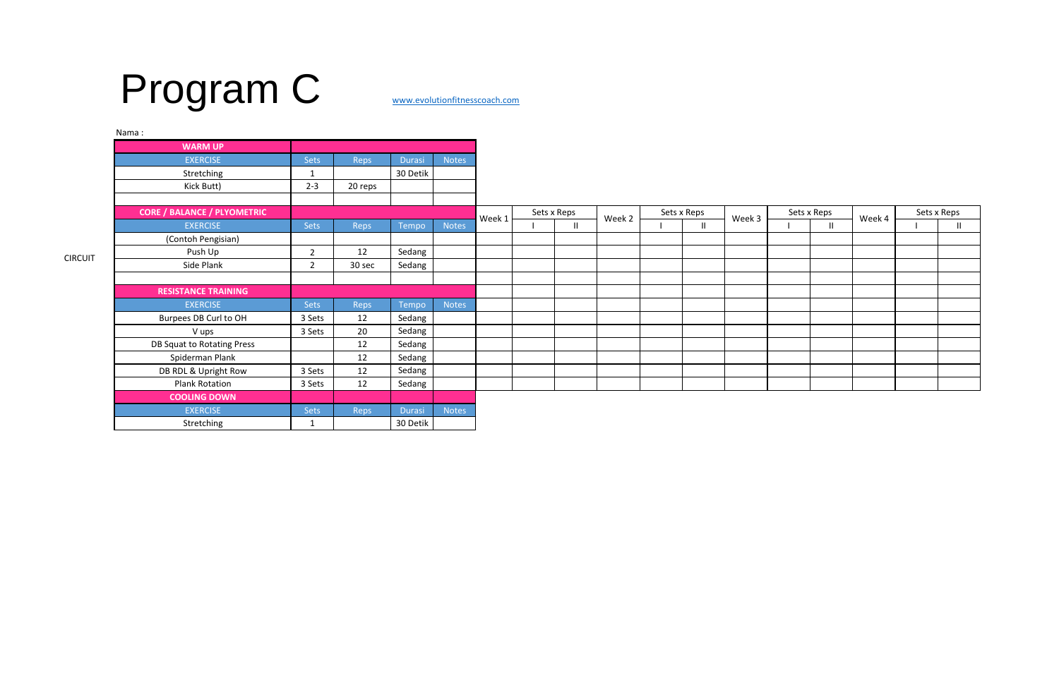# Program C

www.evolutionfitnesscoach.com

Nama :

| WARM UP | | | | |
|---|---|---|---|---|
| EXERCISE | Sets | Reps | Durasi | Notes |
| Stretching | 1 | | 30 Detik | |
| Kick Butt) | 2-3 | 20 reps | | |
| | | | | |

CIRCUIT

| CORE / BALANCE / PLYOMETRIC | | | | | Week 1 | Sets x Reps | | Week 2 | Sets x Reps | | Week 3 | Sets x Reps | | Week 4 | Sets x Reps | |
|---|---|---|---|---|---|---|---|---|---|---|---|---|---|---|---|---|
| EXERCISE | Sets | Reps | Tempo | Notes | | I | II | | I | II | | I | II | | I | II |
| (Contoh Pengisian) | | | | | | | | | | | | | | | | |
| Push Up | 2 | 12 | Sedang | | | | | | | | | | | | | |
| Side Plank | 2 | 30 sec | Sedang | | | | | | | | | | | | | |
| | | | | | | | | | | | | | | | | |
| **RESISTANCE TRAINING** | | | | | | | | | | | | | | | | |
| EXERCISE | Sets | Reps | Tempo | Notes | | | | | | | | | | | | |
| Burpees DB Curl to OH | 3 Sets | 12 | Sedang | | | | | | | | | | | | | |
| V ups | 3 Sets | 20 | Sedang | | | | | | | | | | | | | |
| DB Squat to Rotating Press | | 12 | Sedang | | | | | | | | | | | | | |
| Spiderman Plank | | 12 | Sedang | | | | | | | | | | | | | |
| DB RDL & Upright Row | 3 Sets | 12 | Sedang | | | | | | | | | | | | | |
| Plank Rotation | 3 Sets | 12 | Sedang | | | | | | | | | | | | | |

| COOLING DOWN | | | | |
|---|---|---|---|---|
| EXERCISE | Sets | Reps | Durasi | Notes |
| Stretching | 1 | | 30 Detik | |